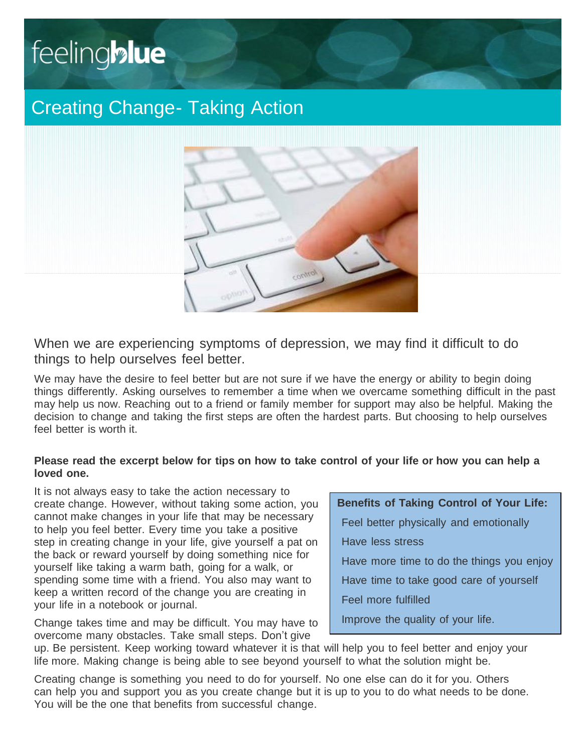feelingblue

# Creating Change- Taking Action

When we are experiencing symptoms of depression, we may find it difficult to do things to help ourselves feel better.

We may have the desire to feel better but are not sure if we have the energy or ability to begin doing things differently. Asking ourselves to remember a time when we overcame something difficult in the past may help us now. Reaching out to a friend or family member for support may also be helpful. Making the decision to change and taking the first steps are often the hardest parts. But choosing to help ourselves feel better is worth it.

**Please read the excerpt below for tips on how to take control of your life or how you can help a loved one.**

It is not always easy to take the action necessary to create change. However, without taking some action, you cannot make changes in your life that may be necessary to help you feel better. Every time you take a positive step in creating change in your life, give yourself a pat on the back or reward yourself by doing something nice for yourself like taking a warm bath, going for a walk, or spending some time with a friend. You also may want to keep a written record of the change you are creating in your life in a notebook or journal.

**Benefits of Taking Control of Your Life:**

- Feel better physically and emotionally
- Have less stress
- Have more time to do the things you enjoy
- Have time to take good care of yourself
- Feel more fulfilled
- Improve the quality of your life.

Change takes time and may be difficult. You may have to overcome many obstacles. Take small steps. Don't give up. Be persistent. Keep working toward whatever it is that will help you to feel better and enjoy your life more. Making change is being able to see beyond yourself to what the solution might be.

Creating change is something you need to do for yourself. No one else can do it for you. Others can help you and support you as you create change but it is up to you to do what needs to be done. You will be the one that benefits from successful change.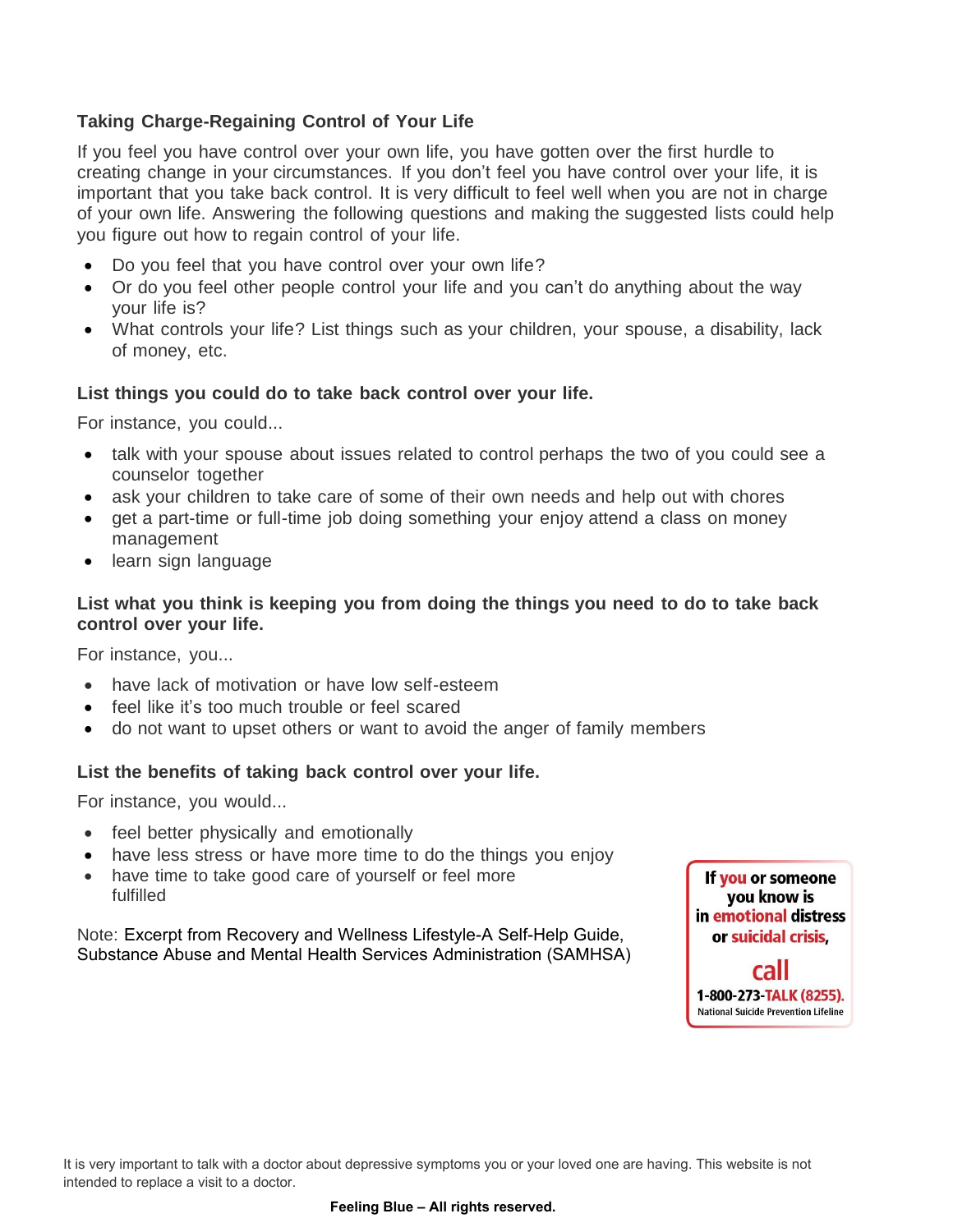### Taking Charge-Regaining Control of Your Life

If you feel you have control over your own life, you have gotten over the first hurdle to creating change in your circumstances. If you don't feel you have control over your life, it is important that you take back control. It is very difficult to feel well when you are not in charge of your own life. Answering the following questions and making the suggested lists could help you figure out how to regain control of your life.

- Do you feel that you have control over your own life?
- Or do you feel other people control your life and you can't do anything about the way your life is?
- What controls your life? List things such as your children, your spouse, a disability, lack of money, etc.

### List things you could do to take back control over your life.

For instance, you could...

- talk with your spouse about issues related to control perhaps the two of you could see a counselor together
- ask your children to take care of some of their own needs and help out with chores
- get a part-time or full-time job doing something your enjoy attend a class on money management
- learn sign language

### List what you think is keeping you from doing the things you need to do to take back control over your life.

For instance, you...

- have lack of motivation or have low self-esteem
- feel like it's too much trouble or feel scared
- do not want to upset others or want to avoid the anger of family members

### List the benefits of taking back control over your life.

For instance, you would...

- feel better physically and emotionally
- have less stress or have more time to do the things you enjoy
- have time to take good care of yourself or feel more fulfilled

Note: Excerpt from Recovery and Wellness Lifestyle-A Self-Help Guide, Substance Abuse and Mental Health Services Administration (SAMHSA)

**If you or someone you know is in emotional distress or suicidal crisis, call 1-800-273-TALK (8255).**
National Suicide Prevention Lifeline

It is very important to talk with a doctor about depressive symptoms you or your loved one are having. This website is not intended to replace a visit to a doctor.

**Feeling Blue – All rights reserved.**